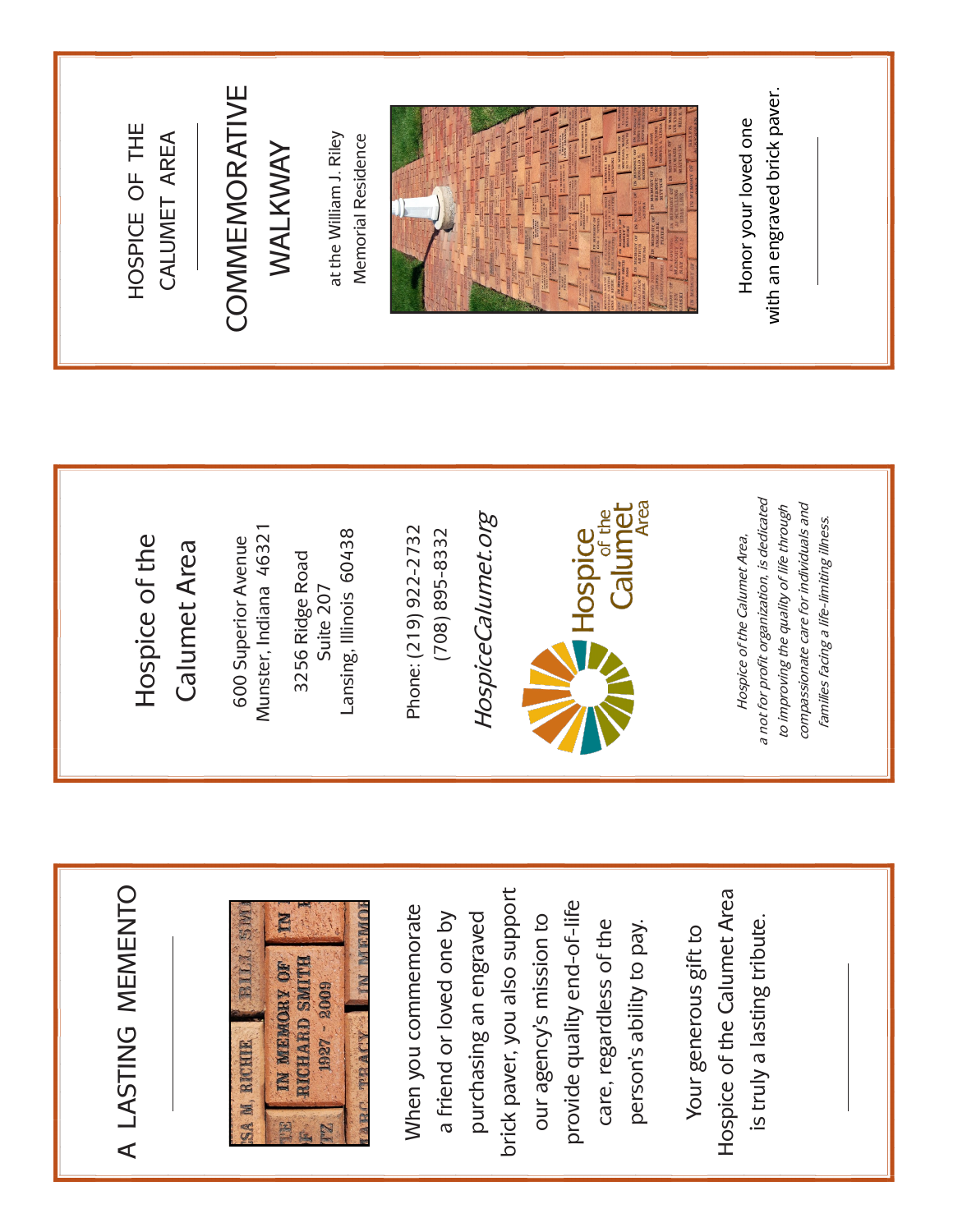# HOSPICE OF THE CALUMET AREA

## COMMEMORATIVE WALKWAY

at the William J. Riley Memorial Residence

Honor your loved one with an engraved brick paver.

---

# Hospice of the Calumet Area

600 Superior Avenue
Munster, Indiana 46321

3256 Ridge Road
Suite 207
Lansing, Illinois 60438

Phone: (219) 922-2732
(708) 895-8332

*HospiceCalumet.org*

Hospice of the Calumet Area

*Hospice of the Calumet Area, a not for profit organization, is dedicated to improving the quality of life through compassionate care for individuals and families facing a life-limiting illness.*

---

# A LASTING MEMENTO

When you commemorate a friend or loved one by purchasing an engraved brick paver, you also support our agency's mission to provide quality end-of-life care, regardless of the person's ability to pay.

Your generous gift to Hospice of the Calumet Area is truly a lasting tribute.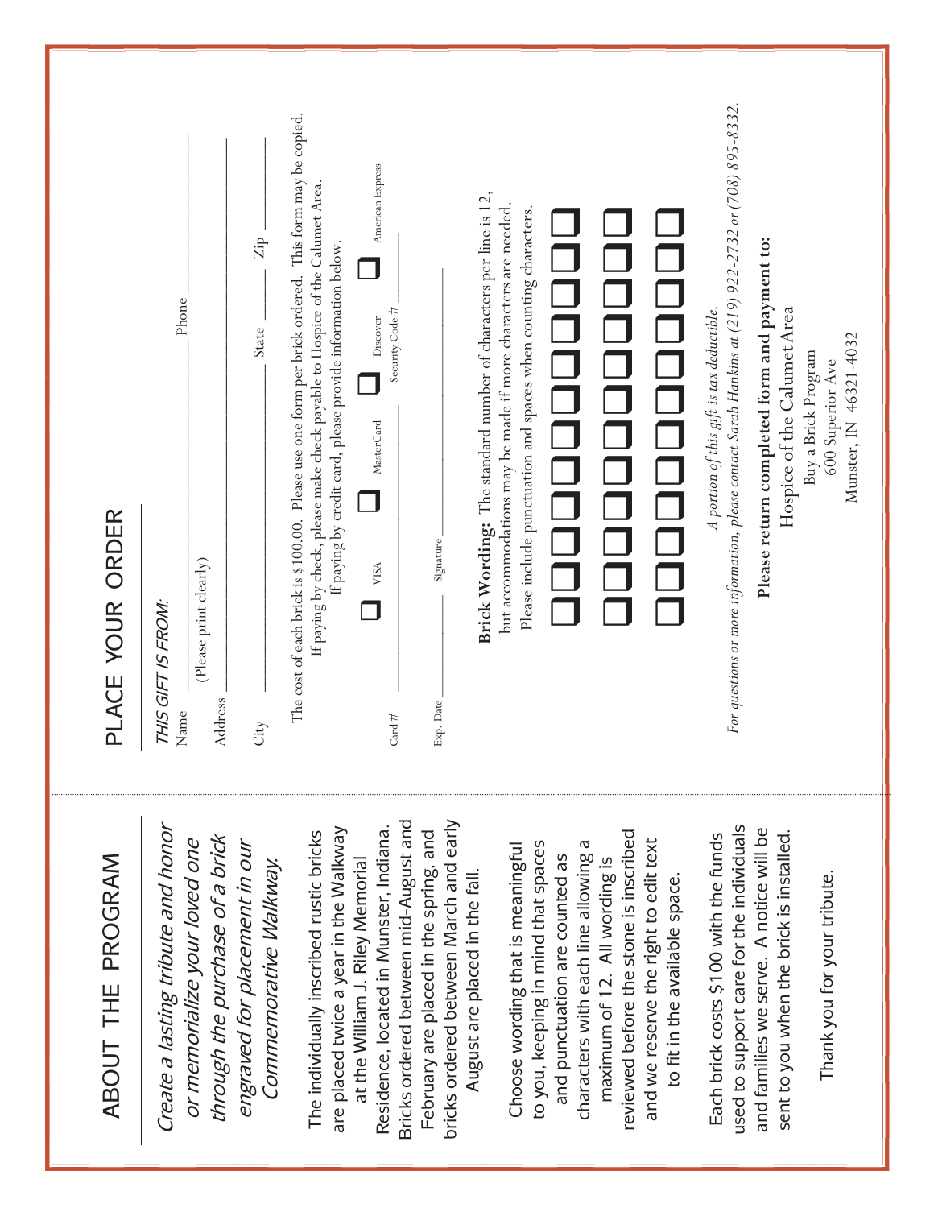# ABOUT THE PROGRAM

*Create a lasting tribute and honor or memorialize your loved one through the purchase of a brick engraved for placement in our Commemorative Walkway.*

The individually inscribed rustic bricks are placed twice a year in the Walkway at the William J. Riley Memorial Residence, located in Munster, Indiana. Bricks ordered between mid-August and February are placed in the spring, and bricks ordered between March and early August are placed in the fall.

Choose wording that is meaningful to you, keeping in mind that spaces and punctuation are counted as characters with each line allowing a maximum of 12. All wording is reviewed before the stone is inscribed and we reserve the right to edit text to fit in the available space.

Each brick costs $100 with the funds used to support care for the individuals and families we serve. A notice will be sent to you when the brick is installed.

Thank you for your tribute.

# PLACE YOUR ORDER

*THIS GIFT IS FROM:*

Name ______________________________ Phone ______________
(Please print clearly)

Address ______________________________________________

City ______________________ State ______ Zip __________

The cost of each brick is $100.00. Please use one form per brick ordered. This form may be copied. If paying by check, please make check payable to Hospice of the Calumet Area. If paying by credit card, please provide information below.

☐ VISA ☐ MasterCard ☐ Discover ☐ American Express

Card # ______________________ Security Code # __________

Exp. Date __________ Signature ______________________

**Brick Wording:** The standard number of characters per line is 12, but accommodations may be made if more characters are needed. Please include punctuation and spaces when counting characters.

☐☐☐☐☐☐☐☐☐☐☐☐

☐☐☐☐☐☐☐☐☐☐☐☐

☐☐☐☐☐☐☐☐☐☐☐☐

*A portion of this gift is tax deductible.*

*For questions or more information, please contact Sarah Hankins at (219) 922-2732 or (708) 895-8332.*

**Please return completed form and payment to:**

Hospice of the Calumet Area
Buy a Brick Program
600 Superior Ave
Munster, IN 46321-4032